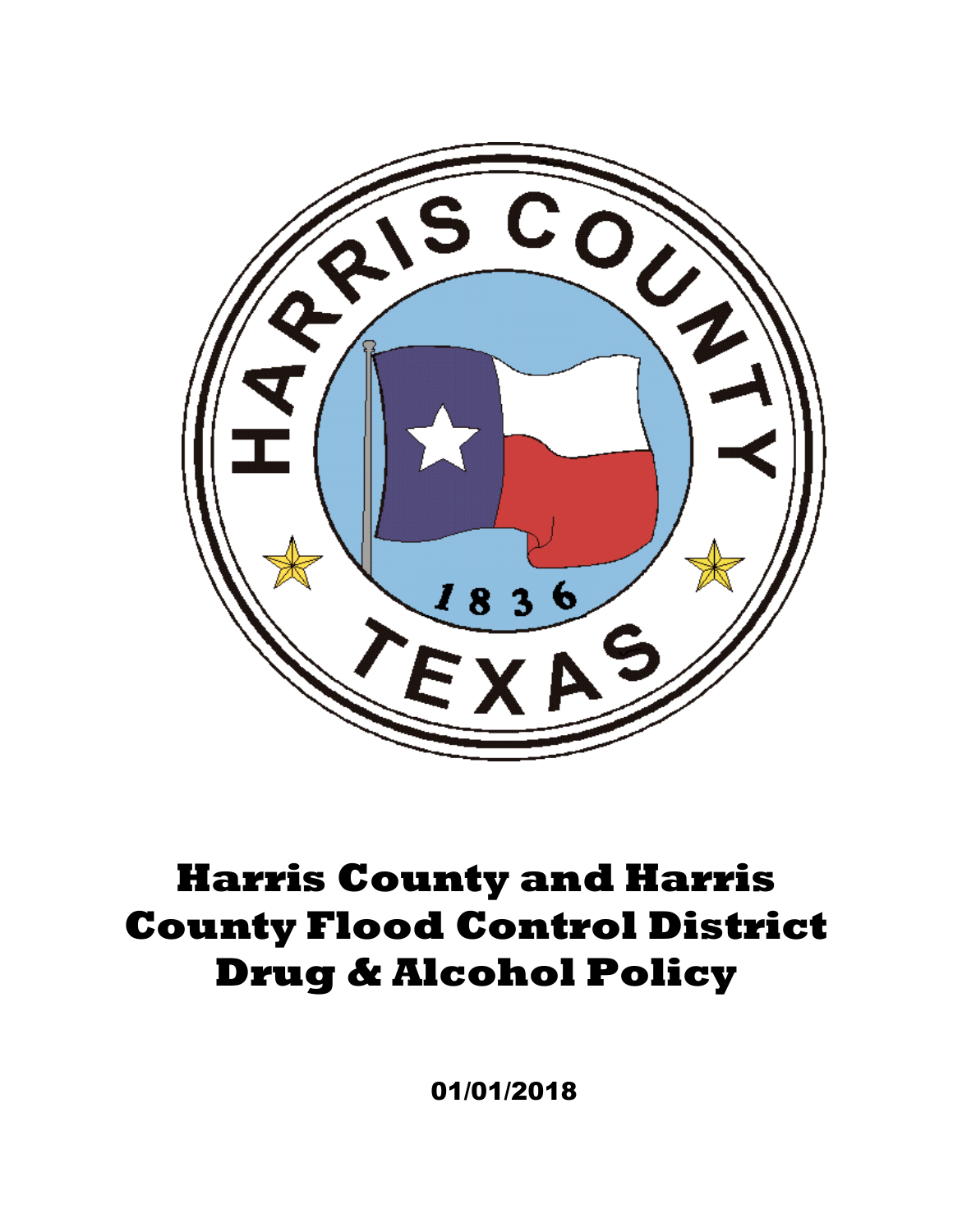# Harris County and Harris County Flood Control District Drug & Alcohol Policy

01/01/2018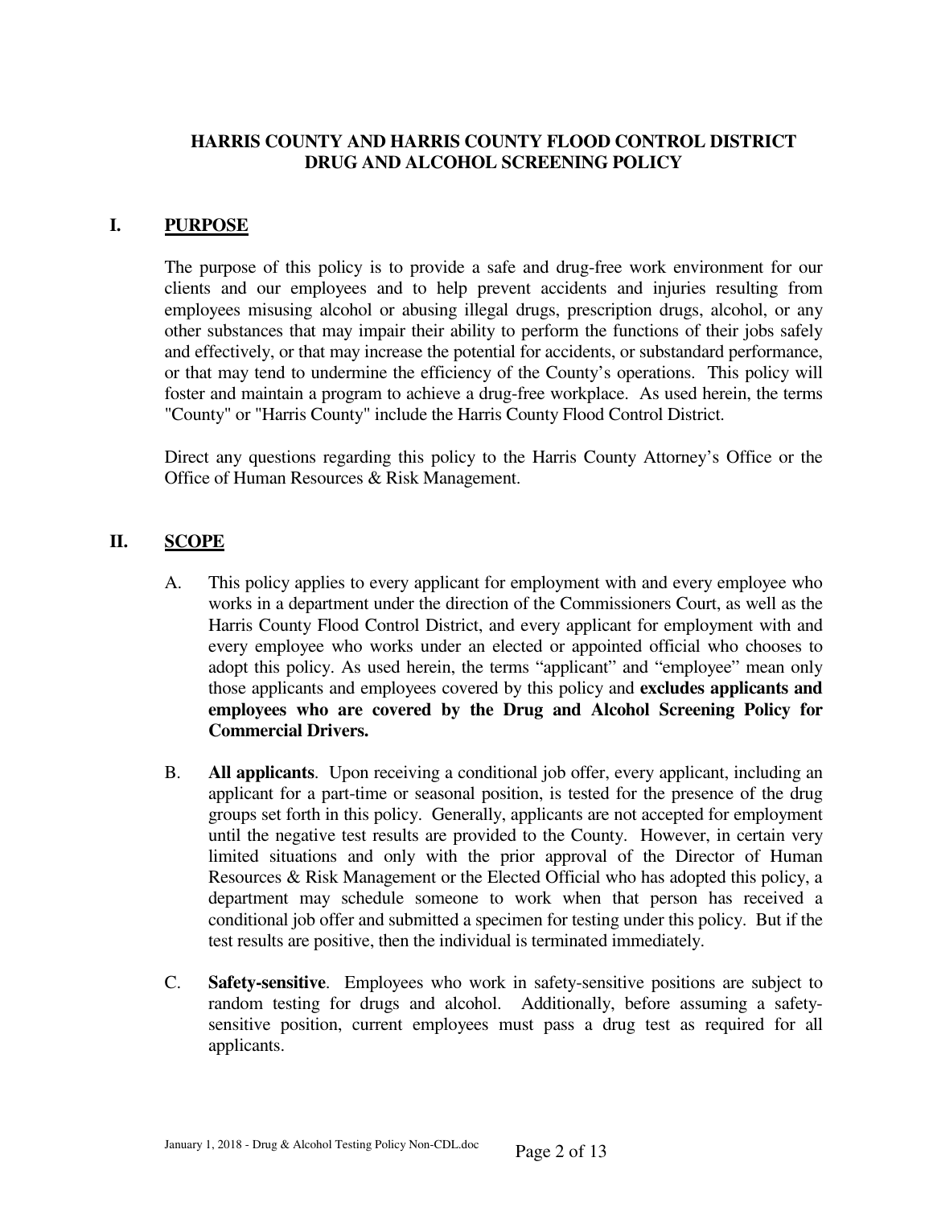# HARRIS COUNTY AND HARRIS COUNTY FLOOD CONTROL DISTRICT DRUG AND ALCOHOL SCREENING POLICY

## I. PURPOSE

The purpose of this policy is to provide a safe and drug-free work environment for our clients and our employees and to help prevent accidents and injuries resulting from employees misusing alcohol or abusing illegal drugs, prescription drugs, alcohol, or any other substances that may impair their ability to perform the functions of their jobs safely and effectively, or that may increase the potential for accidents, or substandard performance, or that may tend to undermine the efficiency of the County's operations. This policy will foster and maintain a program to achieve a drug-free workplace. As used herein, the terms "County" or "Harris County" include the Harris County Flood Control District.

Direct any questions regarding this policy to the Harris County Attorney's Office or the Office of Human Resources & Risk Management.

## II. SCOPE

A. This policy applies to every applicant for employment with and every employee who works in a department under the direction of the Commissioners Court, as well as the Harris County Flood Control District, and every applicant for employment with and every employee who works under an elected or appointed official who chooses to adopt this policy. As used herein, the terms "applicant" and "employee" mean only those applicants and employees covered by this policy and **excludes applicants and employees who are covered by the Drug and Alcohol Screening Policy for Commercial Drivers.**

B. **All applicants**. Upon receiving a conditional job offer, every applicant, including an applicant for a part-time or seasonal position, is tested for the presence of the drug groups set forth in this policy. Generally, applicants are not accepted for employment until the negative test results are provided to the County. However, in certain very limited situations and only with the prior approval of the Director of Human Resources & Risk Management or the Elected Official who has adopted this policy, a department may schedule someone to work when that person has received a conditional job offer and submitted a specimen for testing under this policy. But if the test results are positive, then the individual is terminated immediately.

C. **Safety-sensitive**. Employees who work in safety-sensitive positions are subject to random testing for drugs and alcohol. Additionally, before assuming a safety-sensitive position, current employees must pass a drug test as required for all applicants.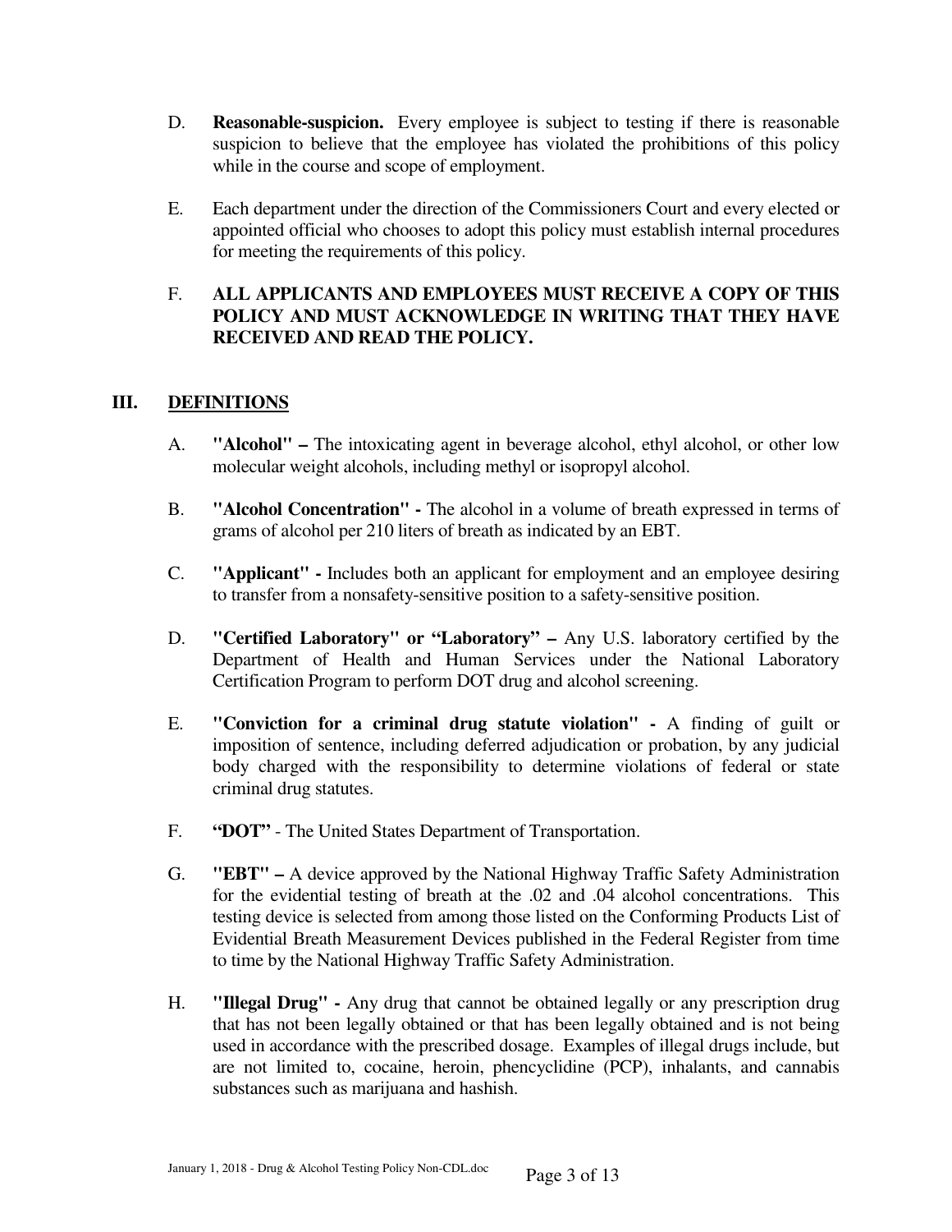D. **Reasonable-suspicion.** Every employee is subject to testing if there is reasonable suspicion to believe that the employee has violated the prohibitions of this policy while in the course and scope of employment.

E. Each department under the direction of the Commissioners Court and every elected or appointed official who chooses to adopt this policy must establish internal procedures for meeting the requirements of this policy.

F. **ALL APPLICANTS AND EMPLOYEES MUST RECEIVE A COPY OF THIS POLICY AND MUST ACKNOWLEDGE IN WRITING THAT THEY HAVE RECEIVED AND READ THE POLICY.**

## III. DEFINITIONS

A. **"Alcohol" –** The intoxicating agent in beverage alcohol, ethyl alcohol, or other low molecular weight alcohols, including methyl or isopropyl alcohol.

B. **"Alcohol Concentration" -** The alcohol in a volume of breath expressed in terms of grams of alcohol per 210 liters of breath as indicated by an EBT.

C. **"Applicant" -** Includes both an applicant for employment and an employee desiring to transfer from a nonsafety-sensitive position to a safety-sensitive position.

D. **"Certified Laboratory" or "Laboratory" –** Any U.S. laboratory certified by the Department of Health and Human Services under the National Laboratory Certification Program to perform DOT drug and alcohol screening.

E. **"Conviction for a criminal drug statute violation" -** A finding of guilt or imposition of sentence, including deferred adjudication or probation, by any judicial body charged with the responsibility to determine violations of federal or state criminal drug statutes.

F. **"DOT"** - The United States Department of Transportation.

G. **"EBT" –** A device approved by the National Highway Traffic Safety Administration for the evidential testing of breath at the .02 and .04 alcohol concentrations. This testing device is selected from among those listed on the Conforming Products List of Evidential Breath Measurement Devices published in the Federal Register from time to time by the National Highway Traffic Safety Administration.

H. **"Illegal Drug" -** Any drug that cannot be obtained legally or any prescription drug that has not been legally obtained or that has been legally obtained and is not being used in accordance with the prescribed dosage. Examples of illegal drugs include, but are not limited to, cocaine, heroin, phencyclidine (PCP), inhalants, and cannabis substances such as marijuana and hashish.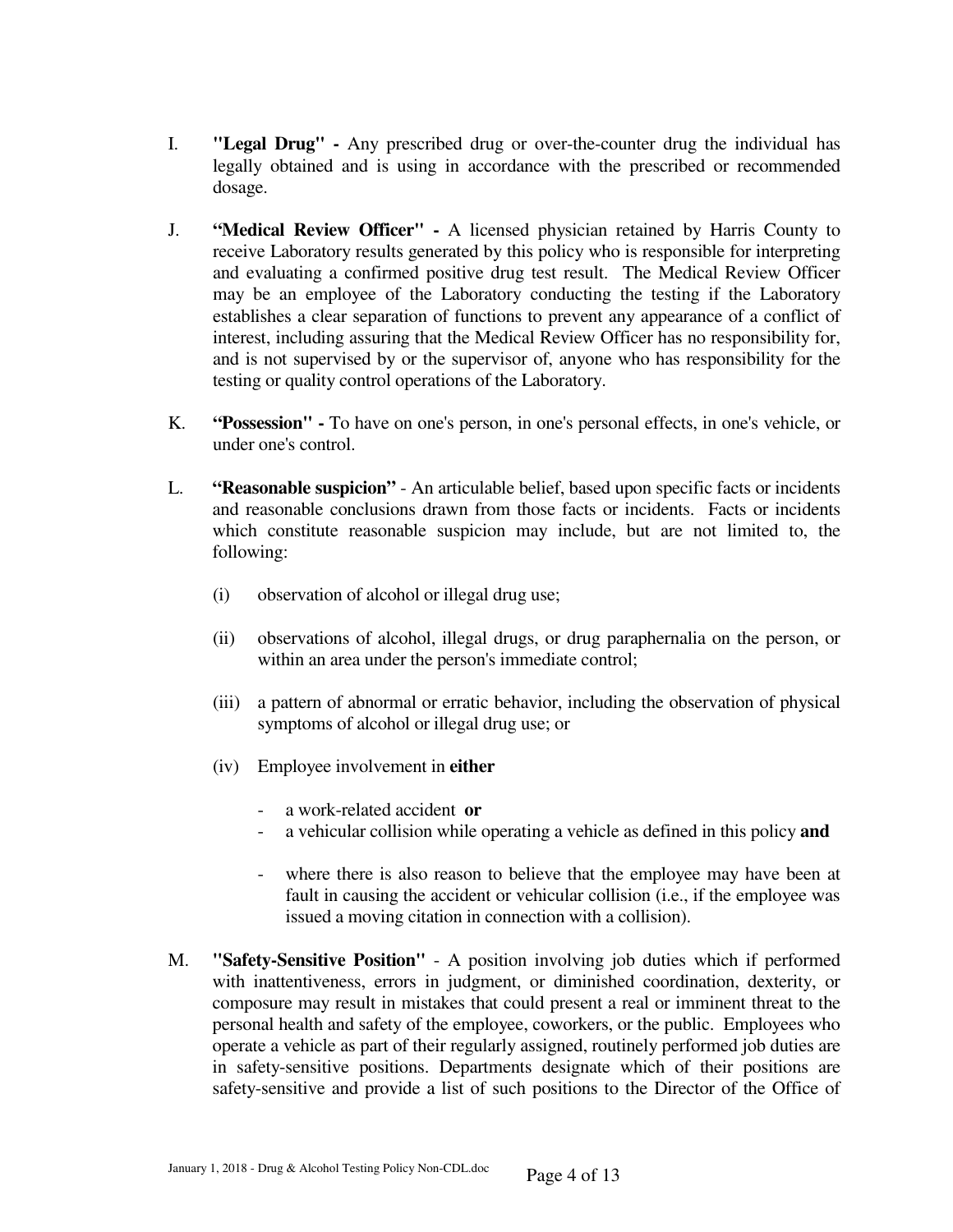I. **"Legal Drug" -** Any prescribed drug or over-the-counter drug the individual has legally obtained and is using in accordance with the prescribed or recommended dosage.

J. **"Medical Review Officer" -** A licensed physician retained by Harris County to receive Laboratory results generated by this policy who is responsible for interpreting and evaluating a confirmed positive drug test result. The Medical Review Officer may be an employee of the Laboratory conducting the testing if the Laboratory establishes a clear separation of functions to prevent any appearance of a conflict of interest, including assuring that the Medical Review Officer has no responsibility for, and is not supervised by or the supervisor of, anyone who has responsibility for the testing or quality control operations of the Laboratory.

K. **"Possession" -** To have on one's person, in one's personal effects, in one's vehicle, or under one's control.

L. **"Reasonable suspicion"** - An articulable belief, based upon specific facts or incidents and reasonable conclusions drawn from those facts or incidents. Facts or incidents which constitute reasonable suspicion may include, but are not limited to, the following:

   (i) observation of alcohol or illegal drug use;

   (ii) observations of alcohol, illegal drugs, or drug paraphernalia on the person, or within an area under the person's immediate control;

   (iii) a pattern of abnormal or erratic behavior, including the observation of physical symptoms of alcohol or illegal drug use; or

   (iv) Employee involvement in **either**

   - a work-related accident **or**
   - a vehicular collision while operating a vehicle as defined in this policy **and**

   - where there is also reason to believe that the employee may have been at fault in causing the accident or vehicular collision (i.e., if the employee was issued a moving citation in connection with a collision).

M. **"Safety-Sensitive Position"** - A position involving job duties which if performed with inattentiveness, errors in judgment, or diminished coordination, dexterity, or composure may result in mistakes that could present a real or imminent threat to the personal health and safety of the employee, coworkers, or the public. Employees who operate a vehicle as part of their regularly assigned, routinely performed job duties are in safety-sensitive positions. Departments designate which of their positions are safety-sensitive and provide a list of such positions to the Director of the Office of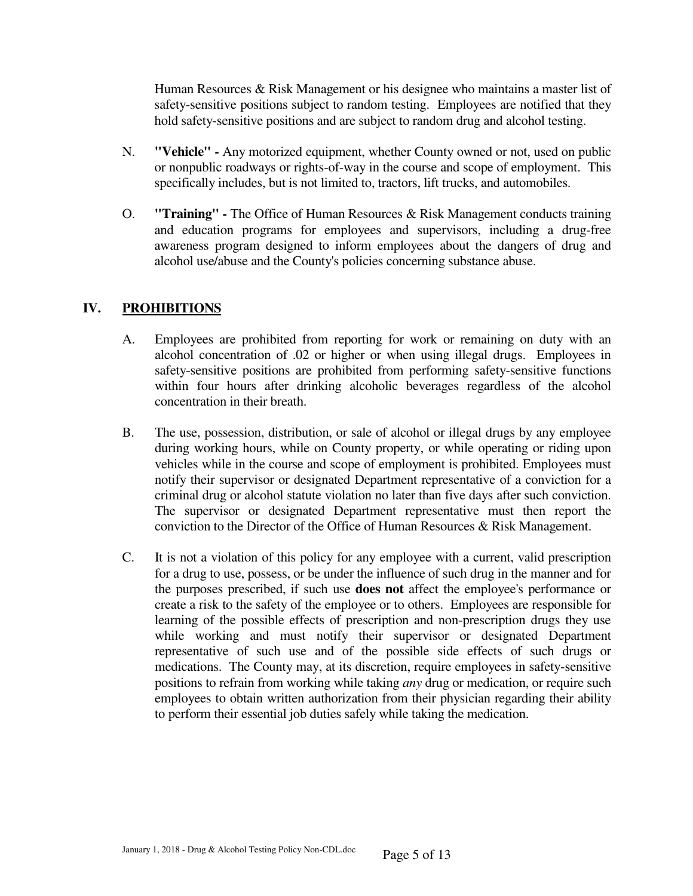Human Resources & Risk Management or his designee who maintains a master list of safety-sensitive positions subject to random testing. Employees are notified that they hold safety-sensitive positions and are subject to random drug and alcohol testing.

N. **"Vehicle" -** Any motorized equipment, whether County owned or not, used on public or nonpublic roadways or rights-of-way in the course and scope of employment. This specifically includes, but is not limited to, tractors, lift trucks, and automobiles.

O. **"Training" -** The Office of Human Resources & Risk Management conducts training and education programs for employees and supervisors, including a drug-free awareness program designed to inform employees about the dangers of drug and alcohol use/abuse and the County's policies concerning substance abuse.

## IV. PROHIBITIONS

A. Employees are prohibited from reporting for work or remaining on duty with an alcohol concentration of .02 or higher or when using illegal drugs. Employees in safety-sensitive positions are prohibited from performing safety-sensitive functions within four hours after drinking alcoholic beverages regardless of the alcohol concentration in their breath.

B. The use, possession, distribution, or sale of alcohol or illegal drugs by any employee during working hours, while on County property, or while operating or riding upon vehicles while in the course and scope of employment is prohibited. Employees must notify their supervisor or designated Department representative of a conviction for a criminal drug or alcohol statute violation no later than five days after such conviction. The supervisor or designated Department representative must then report the conviction to the Director of the Office of Human Resources & Risk Management.

C. It is not a violation of this policy for any employee with a current, valid prescription for a drug to use, possess, or be under the influence of such drug in the manner and for the purposes prescribed, if such use **does not** affect the employee's performance or create a risk to the safety of the employee or to others. Employees are responsible for learning of the possible effects of prescription and non-prescription drugs they use while working and must notify their supervisor or designated Department representative of such use and of the possible side effects of such drugs or medications. The County may, at its discretion, require employees in safety-sensitive positions to refrain from working while taking *any* drug or medication, or require such employees to obtain written authorization from their physician regarding their ability to perform their essential job duties safely while taking the medication.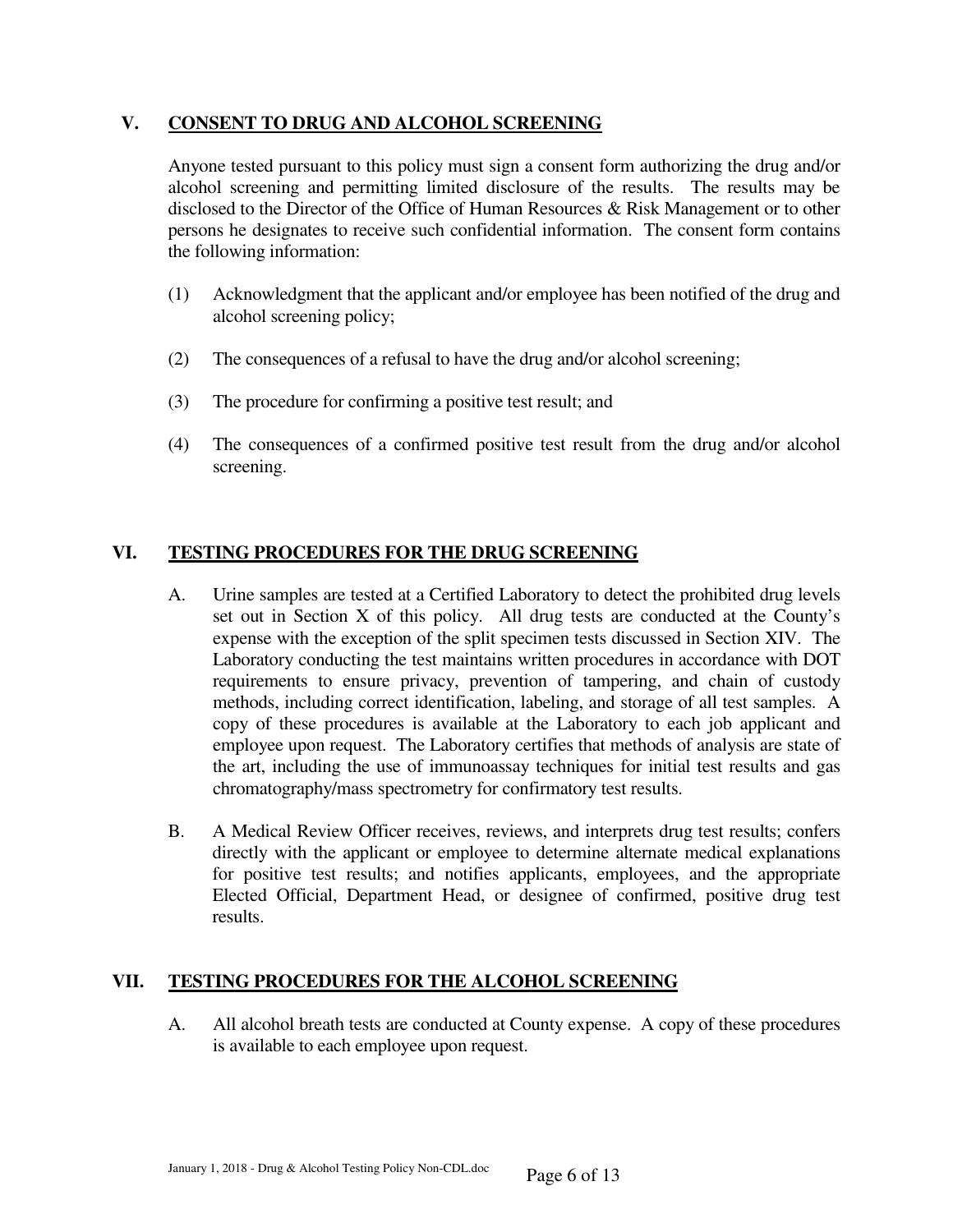## V. CONSENT TO DRUG AND ALCOHOL SCREENING

Anyone tested pursuant to this policy must sign a consent form authorizing the drug and/or alcohol screening and permitting limited disclosure of the results. The results may be disclosed to the Director of the Office of Human Resources & Risk Management or to other persons he designates to receive such confidential information. The consent form contains the following information:

(1) Acknowledgment that the applicant and/or employee has been notified of the drug and alcohol screening policy;

(2) The consequences of a refusal to have the drug and/or alcohol screening;

(3) The procedure for confirming a positive test result; and

(4) The consequences of a confirmed positive test result from the drug and/or alcohol screening.

## VI. TESTING PROCEDURES FOR THE DRUG SCREENING

A. Urine samples are tested at a Certified Laboratory to detect the prohibited drug levels set out in Section X of this policy. All drug tests are conducted at the County's expense with the exception of the split specimen tests discussed in Section XIV. The Laboratory conducting the test maintains written procedures in accordance with DOT requirements to ensure privacy, prevention of tampering, and chain of custody methods, including correct identification, labeling, and storage of all test samples. A copy of these procedures is available at the Laboratory to each job applicant and employee upon request. The Laboratory certifies that methods of analysis are state of the art, including the use of immunoassay techniques for initial test results and gas chromatography/mass spectrometry for confirmatory test results.

B. A Medical Review Officer receives, reviews, and interprets drug test results; confers directly with the applicant or employee to determine alternate medical explanations for positive test results; and notifies applicants, employees, and the appropriate Elected Official, Department Head, or designee of confirmed, positive drug test results.

## VII. TESTING PROCEDURES FOR THE ALCOHOL SCREENING

A. All alcohol breath tests are conducted at County expense. A copy of these procedures is available to each employee upon request.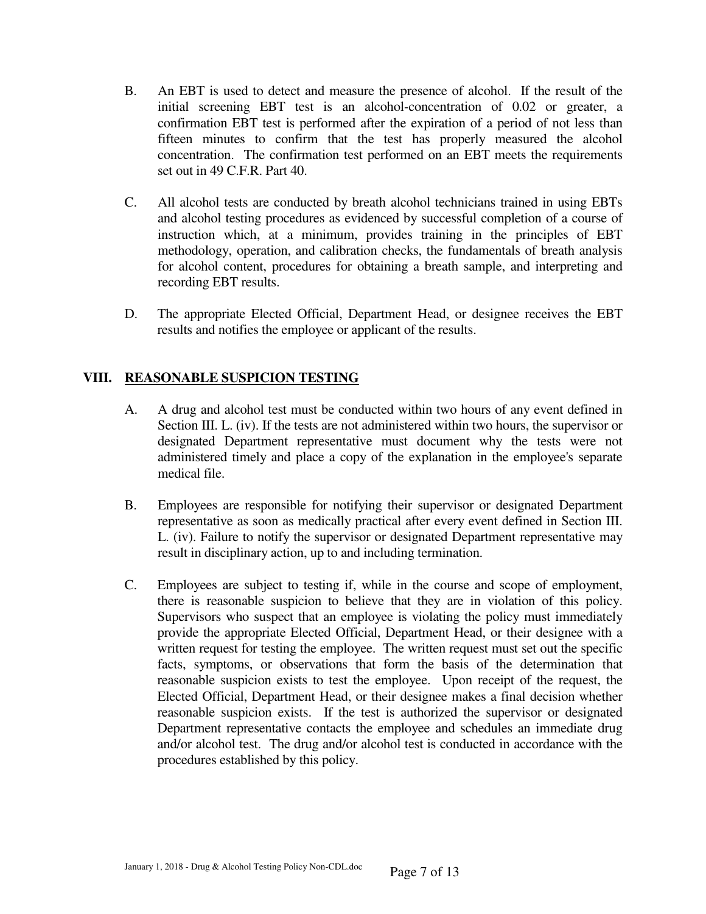B. An EBT is used to detect and measure the presence of alcohol. If the result of the initial screening EBT test is an alcohol-concentration of 0.02 or greater, a confirmation EBT test is performed after the expiration of a period of not less than fifteen minutes to confirm that the test has properly measured the alcohol concentration. The confirmation test performed on an EBT meets the requirements set out in 49 C.F.R. Part 40.

C. All alcohol tests are conducted by breath alcohol technicians trained in using EBTs and alcohol testing procedures as evidenced by successful completion of a course of instruction which, at a minimum, provides training in the principles of EBT methodology, operation, and calibration checks, the fundamentals of breath analysis for alcohol content, procedures for obtaining a breath sample, and interpreting and recording EBT results.

D. The appropriate Elected Official, Department Head, or designee receives the EBT results and notifies the employee or applicant of the results.

## VIII. <u>REASONABLE SUSPICION TESTING</u>

A. A drug and alcohol test must be conducted within two hours of any event defined in Section III. L. (iv). If the tests are not administered within two hours, the supervisor or designated Department representative must document why the tests were not administered timely and place a copy of the explanation in the employee's separate medical file.

B. Employees are responsible for notifying their supervisor or designated Department representative as soon as medically practical after every event defined in Section III. L. (iv). Failure to notify the supervisor or designated Department representative may result in disciplinary action, up to and including termination.

C. Employees are subject to testing if, while in the course and scope of employment, there is reasonable suspicion to believe that they are in violation of this policy. Supervisors who suspect that an employee is violating the policy must immediately provide the appropriate Elected Official, Department Head, or their designee with a written request for testing the employee. The written request must set out the specific facts, symptoms, or observations that form the basis of the determination that reasonable suspicion exists to test the employee. Upon receipt of the request, the Elected Official, Department Head, or their designee makes a final decision whether reasonable suspicion exists. If the test is authorized the supervisor or designated Department representative contacts the employee and schedules an immediate drug and/or alcohol test. The drug and/or alcohol test is conducted in accordance with the procedures established by this policy.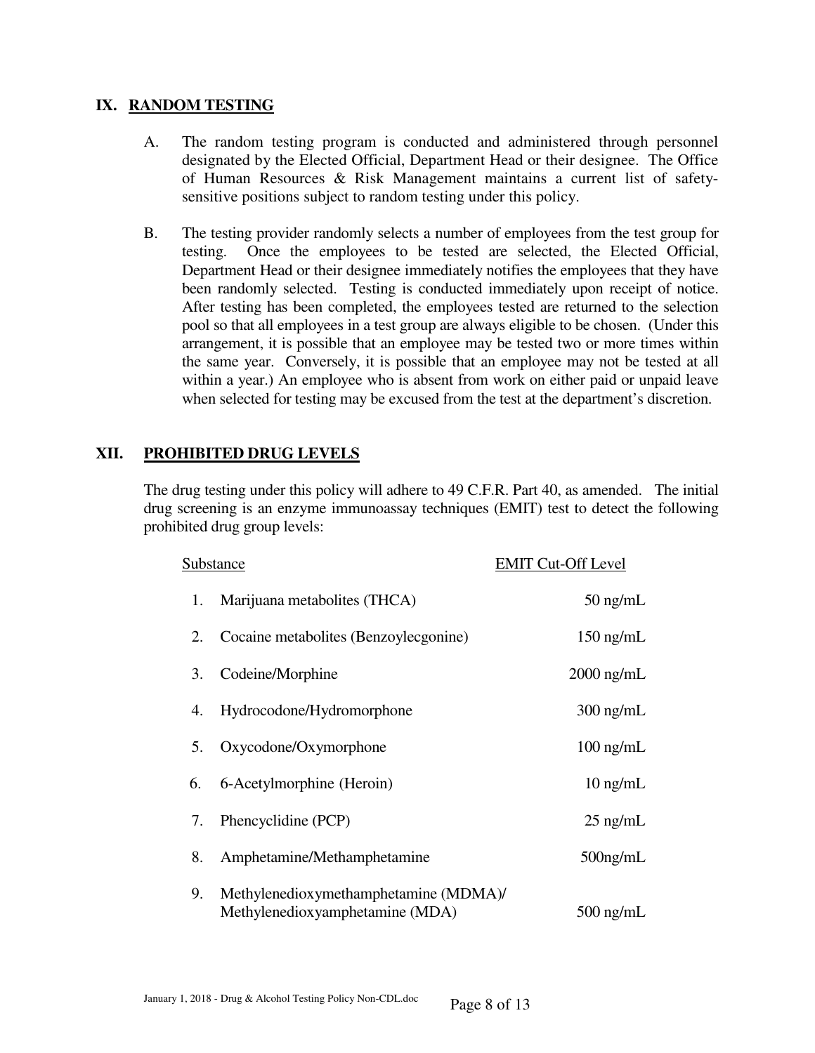## IX. RANDOM TESTING

A. The random testing program is conducted and administered through personnel designated by the Elected Official, Department Head or their designee. The Office of Human Resources & Risk Management maintains a current list of safety-sensitive positions subject to random testing under this policy.

B. The testing provider randomly selects a number of employees from the test group for testing. Once the employees to be tested are selected, the Elected Official, Department Head or their designee immediately notifies the employees that they have been randomly selected. Testing is conducted immediately upon receipt of notice. After testing has been completed, the employees tested are returned to the selection pool so that all employees in a test group are always eligible to be chosen. (Under this arrangement, it is possible that an employee may be tested two or more times within the same year. Conversely, it is possible that an employee may not be tested at all within a year.) An employee who is absent from work on either paid or unpaid leave when selected for testing may be excused from the test at the department's discretion.

## XII. PROHIBITED DRUG LEVELS

The drug testing under this policy will adhere to 49 C.F.R. Part 40, as amended. The initial drug screening is an enzyme immunoassay techniques (EMIT) test to detect the following prohibited drug group levels:

| | Substance | EMIT Cut-Off Level |
|---|---|---|
| 1. | Marijuana metabolites (THCA) | 50 ng/mL |
| 2. | Cocaine metabolites (Benzoylecgonine) | 150 ng/mL |
| 3. | Codeine/Morphine | 2000 ng/mL |
| 4. | Hydrocodone/Hydromorphone | 300 ng/mL |
| 5. | Oxycodone/Oxymorphone | 100 ng/mL |
| 6. | 6-Acetylmorphine (Heroin) | 10 ng/mL |
| 7. | Phencyclidine (PCP) | 25 ng/mL |
| 8. | Amphetamine/Methamphetamine | 500ng/mL |
| 9. | Methylenedioxymethamphetamine (MDMA)/ Methylenedioxyamphetamine (MDA) | 500 ng/mL |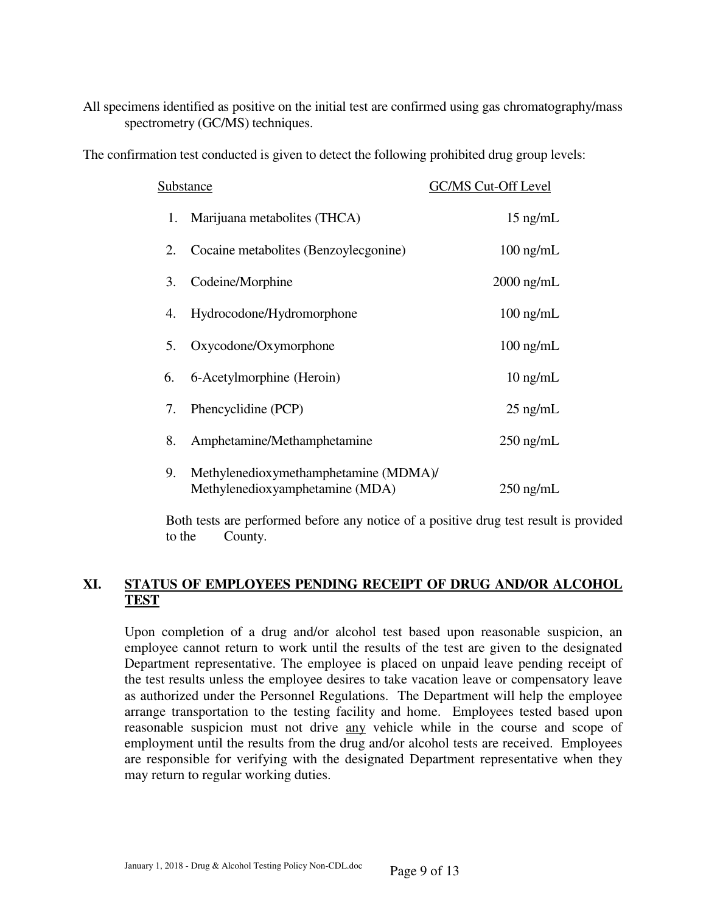All specimens identified as positive on the initial test are confirmed using gas chromatography/mass spectrometry (GC/MS) techniques.

The confirmation test conducted is given to detect the following prohibited drug group levels:

| | Substance | GC/MS Cut-Off Level |
|---|---|---|
| 1. | Marijuana metabolites (THCA) | 15 ng/mL |
| 2. | Cocaine metabolites (Benzoylecgonine) | 100 ng/mL |
| 3. | Codeine/Morphine | 2000 ng/mL |
| 4. | Hydrocodone/Hydromorphone | 100 ng/mL |
| 5. | Oxycodone/Oxymorphone | 100 ng/mL |
| 6. | 6-Acetylmorphine (Heroin) | 10 ng/mL |
| 7. | Phencyclidine (PCP) | 25 ng/mL |
| 8. | Amphetamine/Methamphetamine | 250 ng/mL |
| 9. | Methylenedioxymethamphetamine (MDMA)/ Methylenedioxyamphetamine (MDA) | 250 ng/mL |

Both tests are performed before any notice of a positive drug test result is provided to the County.

## XI. STATUS OF EMPLOYEES PENDING RECEIPT OF DRUG AND/OR ALCOHOL TEST

Upon completion of a drug and/or alcohol test based upon reasonable suspicion, an employee cannot return to work until the results of the test are given to the designated Department representative. The employee is placed on unpaid leave pending receipt of the test results unless the employee desires to take vacation leave or compensatory leave as authorized under the Personnel Regulations. The Department will help the employee arrange transportation to the testing facility and home. Employees tested based upon reasonable suspicion must not drive any vehicle while in the course and scope of employment until the results from the drug and/or alcohol tests are received. Employees are responsible for verifying with the designated Department representative when they may return to regular working duties.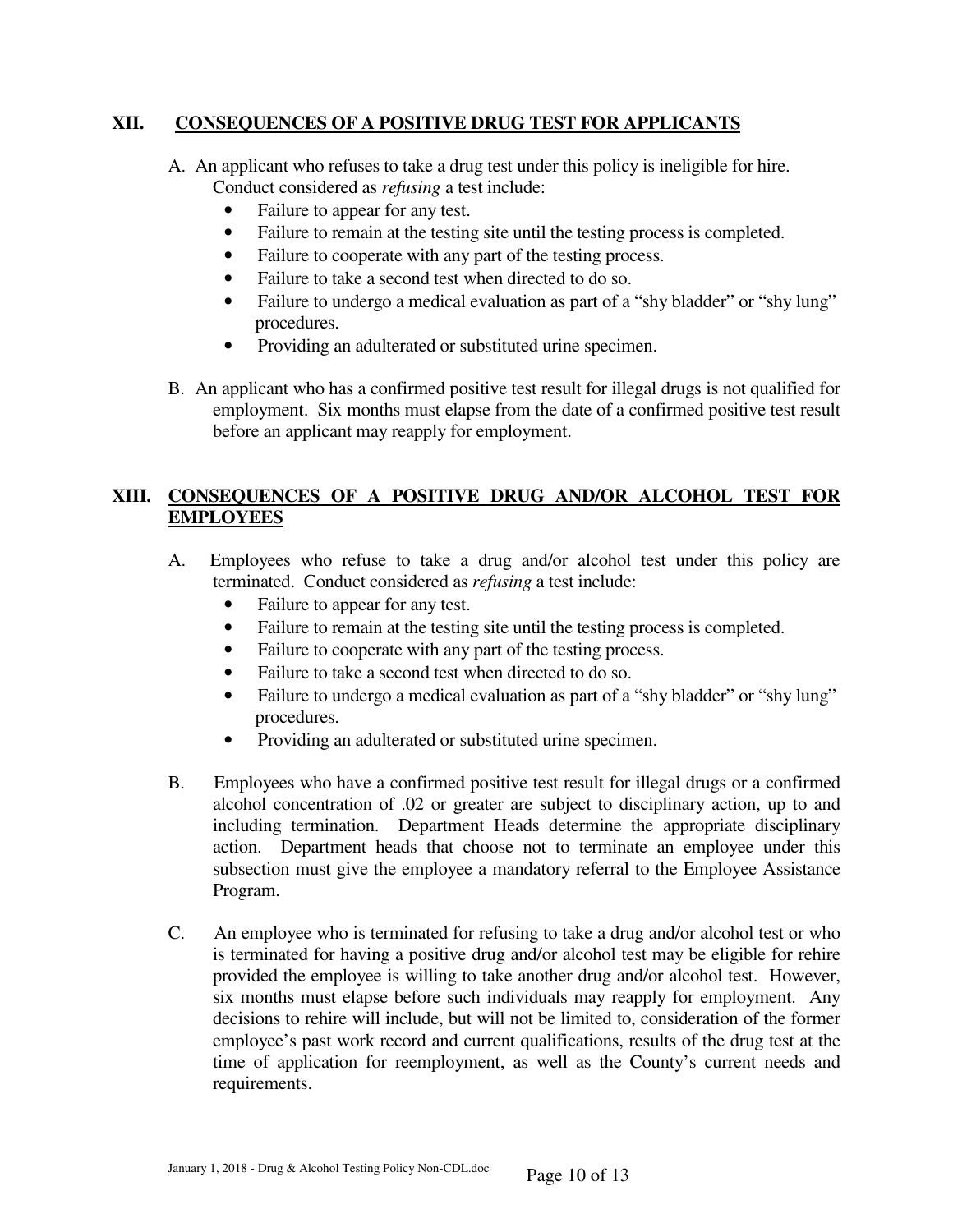## XII. CONSEQUENCES OF A POSITIVE DRUG TEST FOR APPLICANTS

A. An applicant who refuses to take a drug test under this policy is ineligible for hire. Conduct considered as *refusing* a test include:

- Failure to appear for any test.
- Failure to remain at the testing site until the testing process is completed.
- Failure to cooperate with any part of the testing process.
- Failure to take a second test when directed to do so.
- Failure to undergo a medical evaluation as part of a "shy bladder" or "shy lung" procedures.
- Providing an adulterated or substituted urine specimen.

B. An applicant who has a confirmed positive test result for illegal drugs is not qualified for employment. Six months must elapse from the date of a confirmed positive test result before an applicant may reapply for employment.

## XIII. CONSEQUENCES OF A POSITIVE DRUG AND/OR ALCOHOL TEST FOR EMPLOYEES

A. Employees who refuse to take a drug and/or alcohol test under this policy are terminated. Conduct considered as *refusing* a test include:

- Failure to appear for any test.
- Failure to remain at the testing site until the testing process is completed.
- Failure to cooperate with any part of the testing process.
- Failure to take a second test when directed to do so.
- Failure to undergo a medical evaluation as part of a "shy bladder" or "shy lung" procedures.
- Providing an adulterated or substituted urine specimen.

B. Employees who have a confirmed positive test result for illegal drugs or a confirmed alcohol concentration of .02 or greater are subject to disciplinary action, up to and including termination. Department Heads determine the appropriate disciplinary action. Department heads that choose not to terminate an employee under this subsection must give the employee a mandatory referral to the Employee Assistance Program.

C. An employee who is terminated for refusing to take a drug and/or alcohol test or who is terminated for having a positive drug and/or alcohol test may be eligible for rehire provided the employee is willing to take another drug and/or alcohol test. However, six months must elapse before such individuals may reapply for employment. Any decisions to rehire will include, but will not be limited to, consideration of the former employee's past work record and current qualifications, results of the drug test at the time of application for reemployment, as well as the County's current needs and requirements.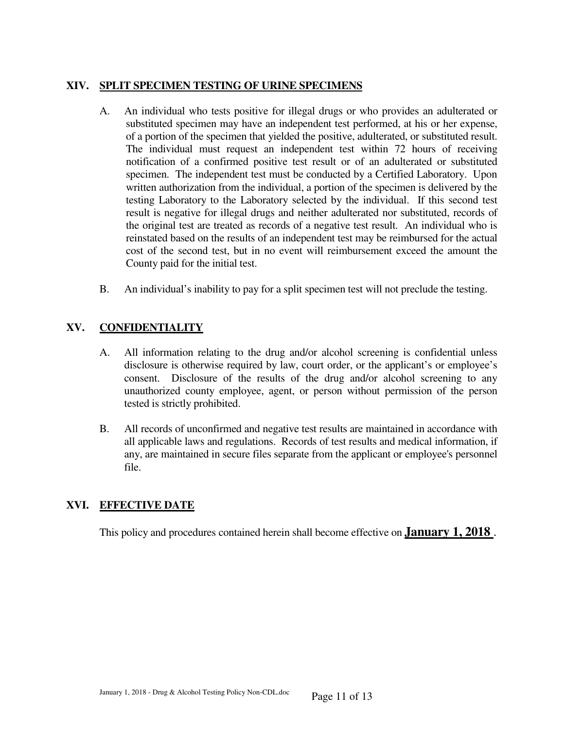## XIV. SPLIT SPECIMEN TESTING OF URINE SPECIMENS

A. An individual who tests positive for illegal drugs or who provides an adulterated or substituted specimen may have an independent test performed, at his or her expense, of a portion of the specimen that yielded the positive, adulterated, or substituted result. The individual must request an independent test within 72 hours of receiving notification of a confirmed positive test result or of an adulterated or substituted specimen. The independent test must be conducted by a Certified Laboratory. Upon written authorization from the individual, a portion of the specimen is delivered by the testing Laboratory to the Laboratory selected by the individual. If this second test result is negative for illegal drugs and neither adulterated nor substituted, records of the original test are treated as records of a negative test result. An individual who is reinstated based on the results of an independent test may be reimbursed for the actual cost of the second test, but in no event will reimbursement exceed the amount the County paid for the initial test.

B. An individual's inability to pay for a split specimen test will not preclude the testing.

## XV. CONFIDENTIALITY

A. All information relating to the drug and/or alcohol screening is confidential unless disclosure is otherwise required by law, court order, or the applicant's or employee's consent. Disclosure of the results of the drug and/or alcohol screening to any unauthorized county employee, agent, or person without permission of the person tested is strictly prohibited.

B. All records of unconfirmed and negative test results are maintained in accordance with all applicable laws and regulations. Records of test results and medical information, if any, are maintained in secure files separate from the applicant or employee's personnel file.

## XVI. EFFECTIVE DATE

This policy and procedures contained herein shall become effective on **January 1, 2018**.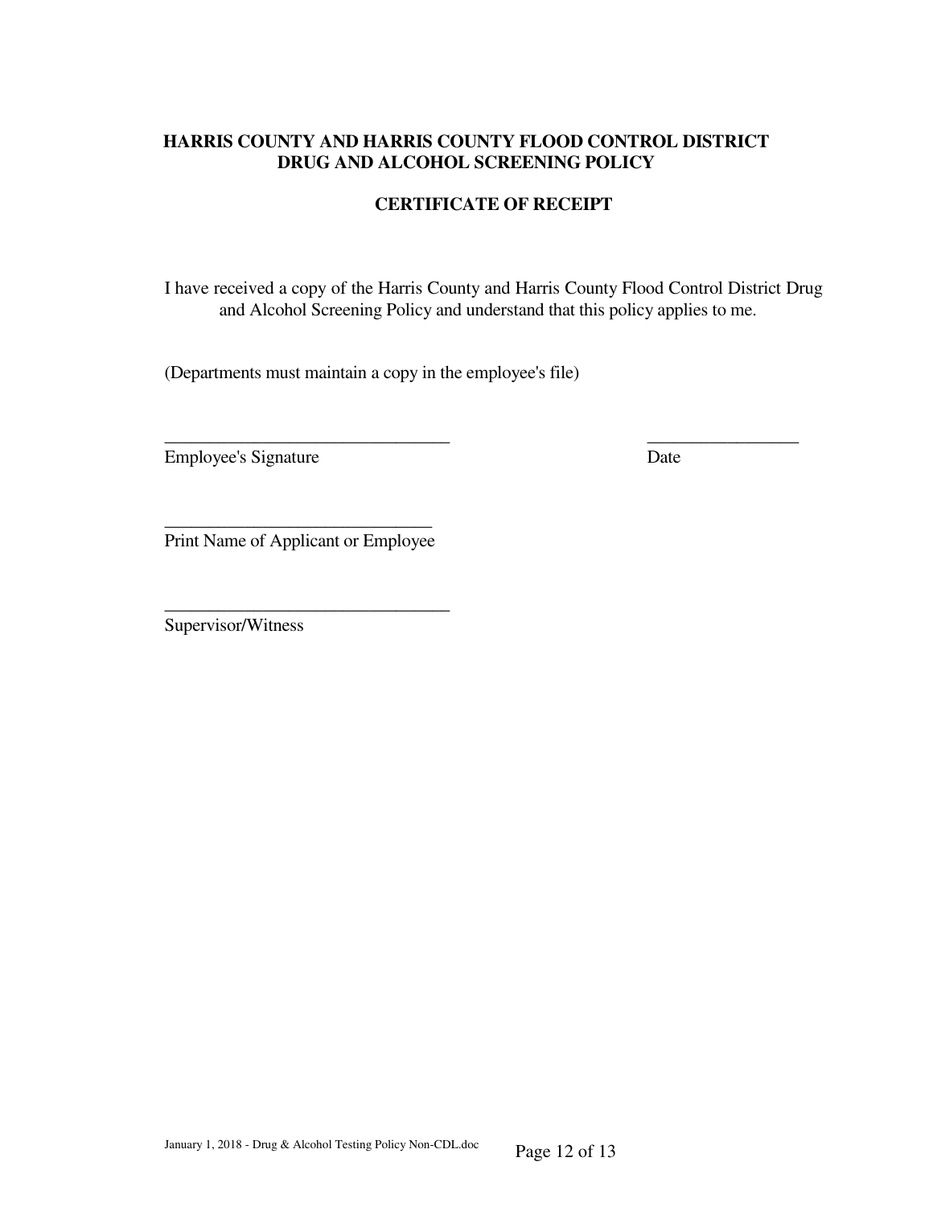**HARRIS COUNTY AND HARRIS COUNTY FLOOD CONTROL DISTRICT**
**DRUG AND ALCOHOL SCREENING POLICY**

**CERTIFICATE OF RECEIPT**

I have received a copy of the Harris County and Harris County Flood Control District Drug and Alcohol Screening Policy and understand that this policy applies to me.

(Departments must maintain a copy in the employee's file)

________________________________ ________________
Employee's Signature Date

______________________________
Print Name of Applicant or Employee

________________________________
Supervisor/Witness

January 1, 2018 - Drug & Alcohol Testing Policy Non-CDL.doc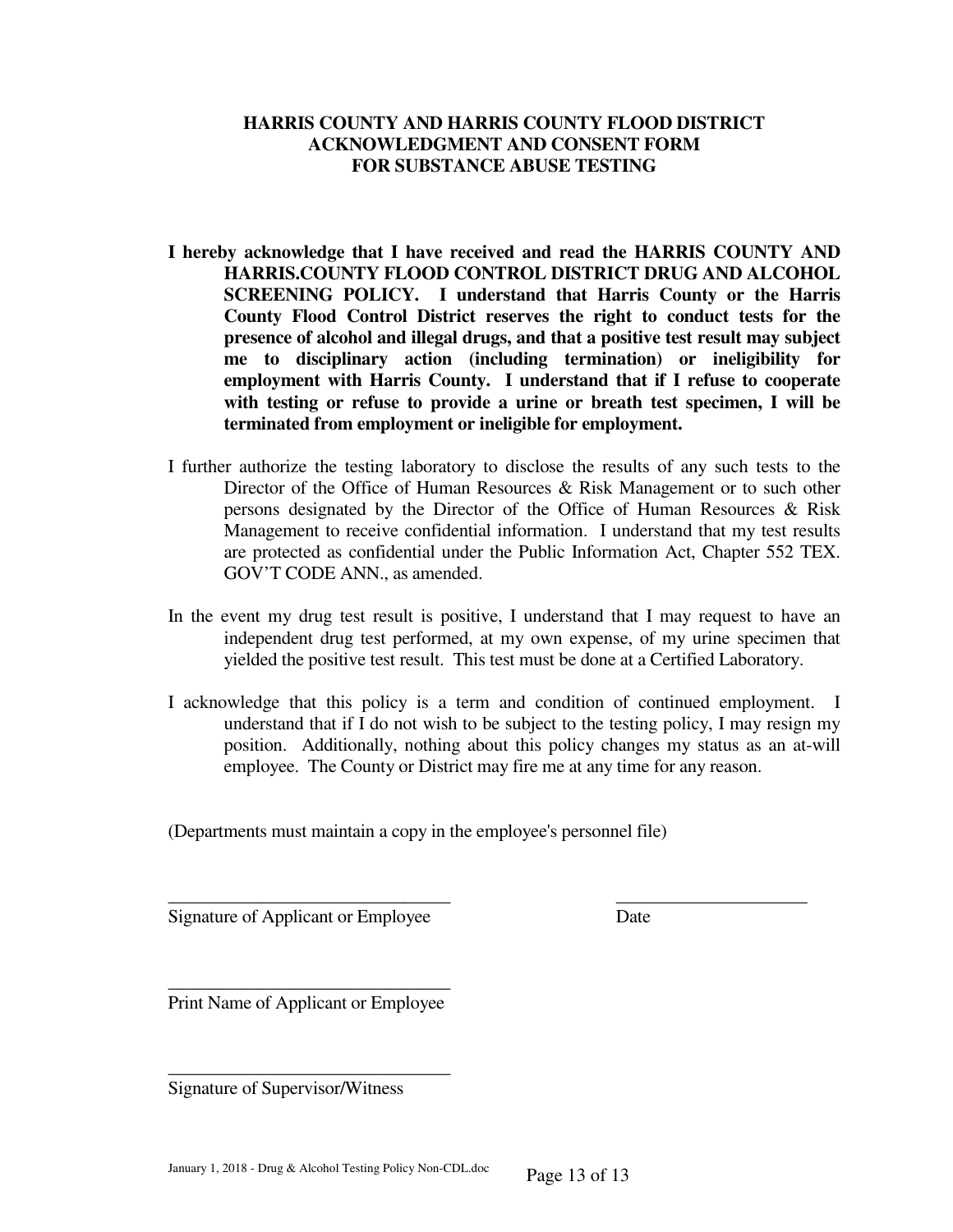**HARRIS COUNTY AND HARRIS COUNTY FLOOD DISTRICT**
**ACKNOWLEDGMENT AND CONSENT FORM**
**FOR SUBSTANCE ABUSE TESTING**

**I hereby acknowledge that I have received and read the HARRIS COUNTY AND HARRIS.COUNTY FLOOD CONTROL DISTRICT DRUG AND ALCOHOL SCREENING POLICY. I understand that Harris County or the Harris County Flood Control District reserves the right to conduct tests for the presence of alcohol and illegal drugs, and that a positive test result may subject me to disciplinary action (including termination) or ineligibility for employment with Harris County. I understand that if I refuse to cooperate with testing or refuse to provide a urine or breath test specimen, I will be terminated from employment or ineligible for employment.**

I further authorize the testing laboratory to disclose the results of any such tests to the Director of the Office of Human Resources & Risk Management or to such other persons designated by the Director of the Office of Human Resources & Risk Management to receive confidential information. I understand that my test results are protected as confidential under the Public Information Act, Chapter 552 TEX. GOV'T CODE ANN., as amended.

In the event my drug test result is positive, I understand that I may request to have an independent drug test performed, at my own expense, of my urine specimen that yielded the positive test result. This test must be done at a Certified Laboratory.

I acknowledge that this policy is a term and condition of continued employment. I understand that if I do not wish to be subject to the testing policy, I may resign my position. Additionally, nothing about this policy changes my status as an at-will employee. The County or District may fire me at any time for any reason.

(Departments must maintain a copy in the employee's personnel file)

\_\_\_\_\_\_\_\_\_\_\_\_\_\_\_\_\_\_\_\_\_\_\_\_\_\_\_\_\_\_\_ \_\_\_\_\_\_\_\_\_\_\_\_\_\_\_\_\_\_\_\_\_
Signature of Applicant or Employee Date

\_\_\_\_\_\_\_\_\_\_\_\_\_\_\_\_\_\_\_\_\_\_\_\_\_\_\_\_\_\_\_
Print Name of Applicant or Employee

\_\_\_\_\_\_\_\_\_\_\_\_\_\_\_\_\_\_\_\_\_\_\_\_\_\_\_\_\_\_\_
Signature of Supervisor/Witness

January 1, 2018 - Drug & Alcohol Testing Policy Non-CDL.doc